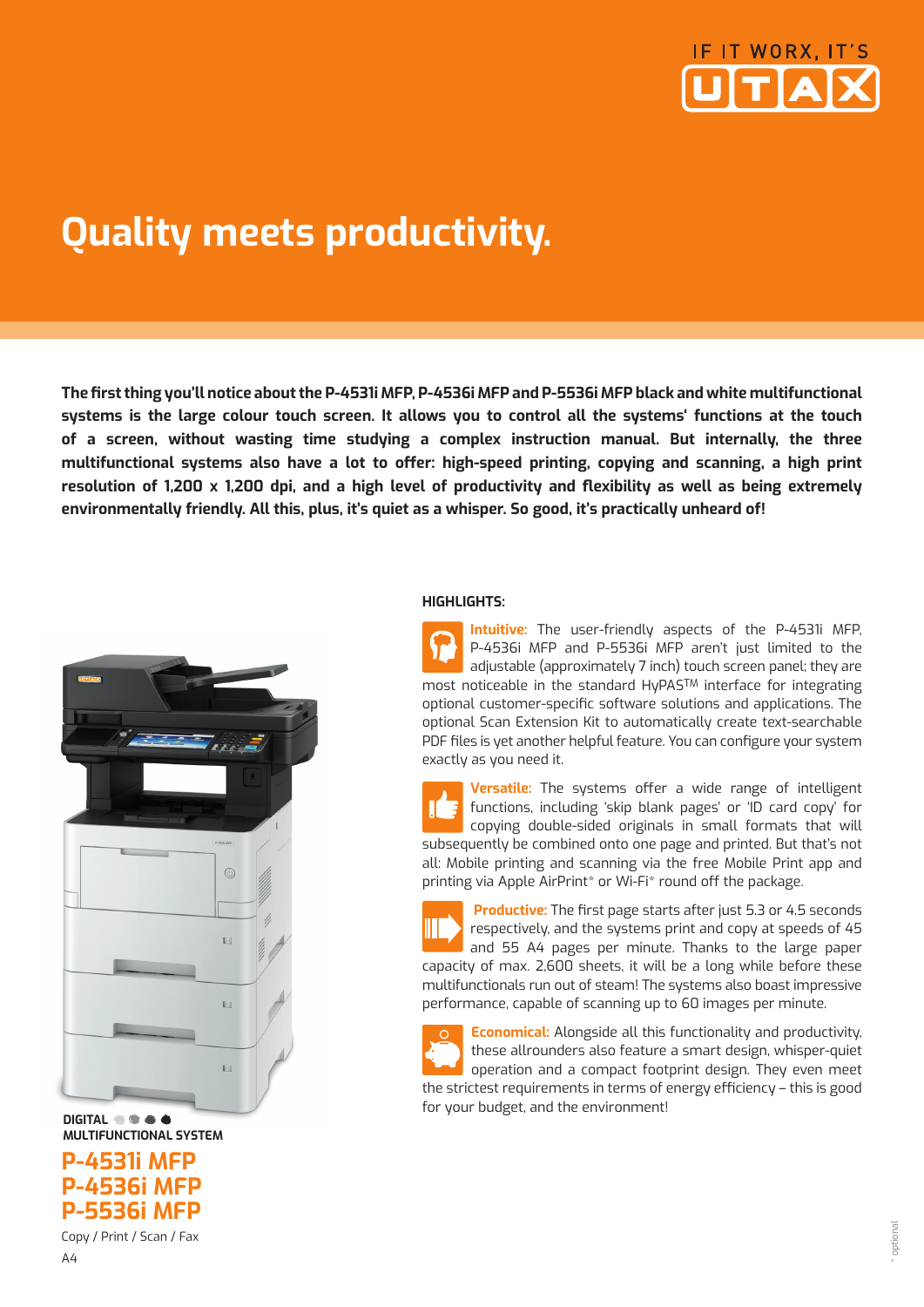IF IT WORX, IT'S UTAX

# Quality meets productivity.

**The first thing you'll notice about the P-4531i MFP, P-4536i MFP and P-5536i MFP black and white multifunctional systems is the large colour touch screen. It allows you to control all the systems' functions at the touch of a screen, without wasting time studying a complex instruction manual. But internally, the three multifunctional systems also have a lot to offer: high-speed printing, copying and scanning, a high print resolution of 1,200 x 1,200 dpi, and a high level of productivity and flexibility as well as being extremely environmentally friendly. All this, plus, it's quiet as a whisper. So good, it's practically unheard of!**

DIGITAL
MULTIFUNCTIONAL SYSTEM

## P-4531i MFP
## P-4536i MFP
## P-5536i MFP

Copy / Print / Scan / Fax

A4

### HIGHLIGHTS:

**Intuitive:** The user-friendly aspects of the P-4531i MFP, P-4536i MFP and P-5536i MFP aren't just limited to the adjustable (approximately 7 inch) touch screen panel; they are most noticeable in the standard HyPAS™ interface for integrating optional customer-specific software solutions and applications. The optional Scan Extension Kit to automatically create text-searchable PDF files is yet another helpful feature. You can configure your system exactly as you need it.

**Versatile:** The systems offer a wide range of intelligent functions, including 'skip blank pages' or 'ID card copy' for copying double-sided originals in small formats that will subsequently be combined onto one page and printed. But that's not all: Mobile printing and scanning via the free Mobile Print app and printing via Apple AirPrint* or Wi-Fi* round off the package.

**Productive:** The first page starts after just 5.3 or 4.5 seconds respectively, and the systems print and copy at speeds of 45 and 55 A4 pages per minute. Thanks to the large paper capacity of max. 2,600 sheets, it will be a long while before these multifunctionals run out of steam! The systems also boast impressive performance, capable of scanning up to 60 images per minute.

**Economical:** Alongside all this functionality and productivity, these allrounders also feature a smart design, whisper-quiet operation and a compact footprint design. They even meet the strictest requirements in terms of energy efficiency – this is good for your budget, and the environment!

* optional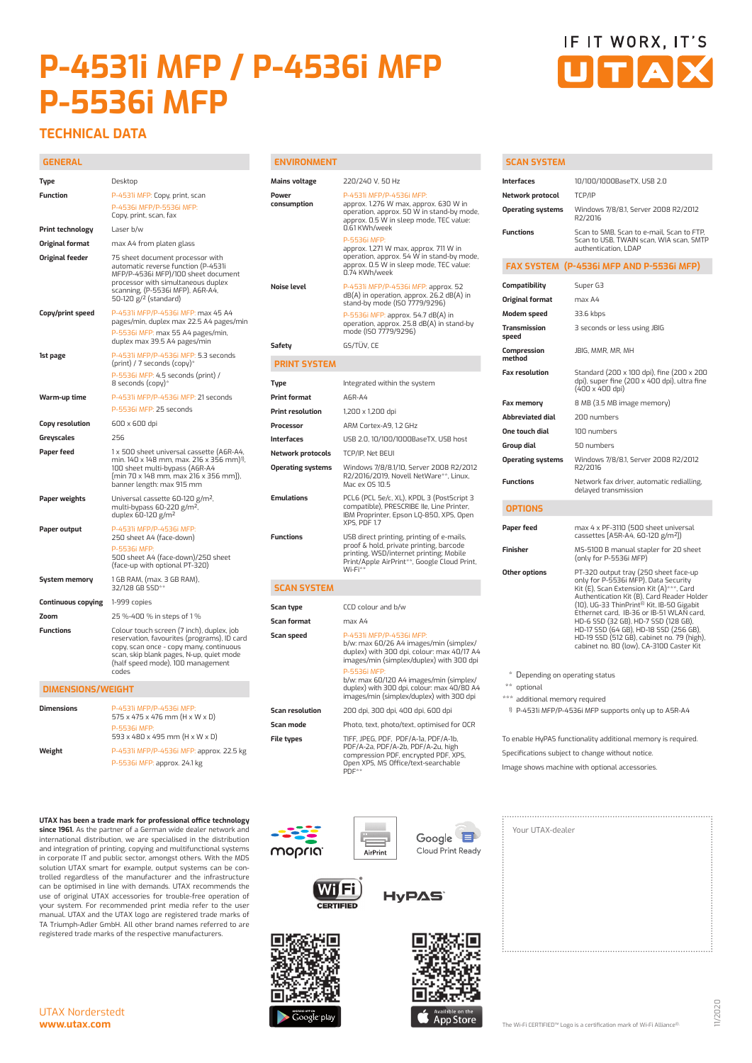# P-4531i MFP / P-4536i MFP P-5536i MFP

IF IT WORX, IT'S UTAX

## TECHNICAL DATA

### GENERAL

| | |
|---|---|
| Type | Desktop |
| Function | P-4531i MFP: Copy, print, scan<br>P-4536i MFP/P-5536i MFP: Copy, print, scan, fax |
| Print technology | Laser b/w |
| Original format | max A4 from platen glass |
| Original feeder | 75 sheet document processor with automatic reverse function (P-4531i MFP/P-4536i MFP)/100 sheet document processor with simultaneous duplex scanning, (P-5536i MFP), A6R-A4, 50-120 g/$^2$ (standard) |
| Copy/print speed | P-4531i MFP/P-4536i MFP: max 45 A4 pages/min, duplex max 22.5 A4 pages/min<br>P-5536i MFP: max 55 A4 pages/min, duplex max 39.5 A4 pages/min |
| 1st page | P-4531i MFP/P-4536i MFP: 5.3 seconds (print) / 7 seconds (copy)*<br>P-5536i MFP: 4.5 seconds (print) / 8 seconds (copy)* |
| Warm-up time | P-4531i MFP/P-4536i MFP: 21 seconds<br>P-5536i MFP: 25 seconds |
| Copy resolution | 600 x 600 dpi |
| Greyscales | 256 |
| Paper feed | 1 x 500 sheet universal cassette (A6R-A4, min. 140 x 148 mm, max. 216 x 356 mm)[1], 100 sheet multi-bypass (A6R-A4 [min 70 x 148 mm, max 216 x 356 mm]), banner length: max 915 mm |
| Paper weights | Universal cassette 60-120 g/m², multi-bypass 60-220 g/m², duplex 60-120 g/m² |
| Paper output | P-4531i MFP/P-4536i MFP: 250 sheet A4 (face-down)<br>P-5536i MFP: 500 sheet A4 (face-down)/250 sheet (face-up with optional PT-320) |
| System memory | 1 GB RAM, (max. 3 GB RAM), 32/128 GB SSD** |
| Continuous copying | 1-999 copies |
| Zoom | 25 %-400 % in steps of 1 % |
| Functions | Colour touch screen (7 inch), duplex, job reservation, favourites (programs), ID card copy, scan once - copy many, continuous scan, skip blank pages, N-up, quiet mode (half speed mode), 100 management codes |

### DIMENSIONS/WEIGHT

| | |
|---|---|
| Dimensions | P-4531i MFP/P-4536i MFP: 575 x 475 x 476 mm (H x W x D)<br>P-5536i MFP: 593 x 480 x 495 mm (H x W x D) |
| Weight | P-4531i MFP/P-4536i MFP: approx. 22.5 kg<br>P-5536i MFP: approx. 24.1 kg |

### ENVIRONMENT

| | |
|---|---|
| Mains voltage | 220/240 V, 50 Hz |
| Power consumption | P-4531i MFP/P-4536i MFP: approx. 1.276 W max, approx. 630 W in operation, approx. 50 W in stand-by mode, approx. 0.5 W in sleep mode, TEC value: 0.61 KWh/week<br>P-5536i MFP: approx. 1.271 W max, approx. 711 W in operation, approx. 54 W in stand-by mode, approx. 0.5 W in sleep mode, TEC value: 0.74 KWh/week |
| Noise level | P-4531i MFP/P-4536i MFP: approx. 52 dB(A) in operation, approx. 26.2 dB(A) in stand-by mode (ISO 7779/9296)<br>P-5536i MFP: approx. 54.7 dB(A) in operation, approx. 25.8 dB(A) in stand-by mode (ISO 7779/9296) |
| Safety | GS/TÜV, CE |

### PRINT SYSTEM

| | |
|---|---|
| Type | Integrated within the system |
| Print format | A6R-A4 |
| Print resolution | 1,200 x 1,200 dpi |
| Processor | ARM Cortex-A9, 1.2 GHz |
| Interfaces | USB 2.0, 10/100/1000BaseTX, USB host |
| Network protocols | TCP/IP, Net BEUI |
| Operating systems | Windows 7/8/8.1/10, Server 2008 R2/2012 R2/2016/2019, Novell NetWare**, Linux, Mac ex OS 10.5 |
| Emulations | PCL6 (PCL 5e/c, XL), KPDL 3 (PostScript 3 compatible), PRESCRIBE IIe, Line Printer, IBM Proprinter, Epson LQ-850, XPS, Open XPS, PDF 1.7 |
| Functions | USB direct printing, printing of e-mails, proof & hold, private printing, barcode printing, WSD/internet printing; Mobile Print/Apple AirPrint**, Google Cloud Print, Wi-Fi** |

### SCAN SYSTEM

| | |
|---|---|
| Scan type | CCD colour and b/w |
| Scan format | max A4 |
| Scan speed | P-4531i MFP/P-4536i MFP: b/w: max 60/26 A4 images/min (simplex/duplex) with 300 dpi, colour: max 40/17 A4 images/min (simplex/duplex) with 300 dpi<br>P-5536i MFP: b/w: max 60/120 A4 images/min (simplex/duplex) with 300 dpi, colour: max 40/80 A4 images/min (simplex/duplex) with 300 dpi |
| Scan resolution | 200 dpi, 300 dpi, 400 dpi, 600 dpi |
| Scan mode | Photo, text, photo/text, optimised for OCR |
| File types | TIFF, JPEG, PDF, PDF/A-1a, PDF/A-1b, PDF/A-2a, PDF/A-2b, PDF/A-2u, high compression PDF, encrypted PDF, XPS, Open XPS, MS Office/text-searchable PDF** |

### SCAN SYSTEM

| | |
|---|---|
| Interfaces | 10/100/1000BaseTX, USB 2.0 |
| Network protocol | TCP/IP |
| Operating systems | Windows 7/8/8.1, Server 2008 R2/2012 R2/2016 |
| Functions | Scan to SMB, Scan to e-mail, Scan to FTP, Scan to USB, TWAIN scan, WIA scan, SMTP authentication, LDAP |

### FAX SYSTEM (P-4536i MFP AND P-5536i MFP)

| | |
|---|---|
| Compatibility | Super G3 |
| Original format | max A4 |
| Modem speed | 33.6 kbps |
| Transmission speed | 3 seconds or less using JBIG |
| Compression method | JBIG, MMR, MR, MH |
| Fax resolution | Standard (200 x 100 dpi), fine (200 x 200 dpi), super fine (200 x 400 dpi), ultra fine (400 x 400 dpi) |
| Fax memory | 8 MB (3.5 MB image memory) |
| Abbreviated dial | 200 numbers |
| One touch dial | 100 numbers |
| Group dial | 50 numbers |
| Operating systems | Windows 7/8/8.1, Server 2008 R2/2012 R2/2016 |
| Functions | Network fax driver, automatic redialling, delayed transmission |

### OPTIONS

| | |
|---|---|
| Paper feed | max 4 x PF-3110 (500 sheet universal cassettes [A5R-A4, 60-120 g/m²]) |
| Finisher | MS-5100 B manual stapler for 20 sheet (only for P-5536i MFP) |
| Other options | PT-320 output tray (250 sheet face-up only for P-5536i MFP), Data Security Kit (E), Scan Extension Kit (A)***, Card Authentication Kit (B), Card Reader Holder (10), UG-33 ThinPrint® Kit, IB-50 Gigabit Ethernet card, IB-36 or IB-51 WLAN card, HD-6 SSD (32 GB), HD-7 SSD (128 GB), HD-17 SSD (64 GB), HD-18 SSD (256 GB), HD-19 SSD (512 GB), cabinet no. 79 (high), cabinet no. 80 (low), CA-3100 Caster Kit |

\* Depending on operating status
\*\* optional
\*\*\* additional memory required
1) P-4531i MFP/P-4536i MFP supports only up to A5R-A4

To enable HyPAS functionality additional memory is required.

Specifications subject to change without notice.

Image shows machine with optional accessories.

**UTAX has been a trade mark for professional office technology since 1961.** As the partner of a German wide dealer network and international distribution, we are specialised in the distribution and integration of printing, copying and multifunctional systems in corporate IT and public sector, amongst others. With the MDS solution UTAX smart for example, output systems can be controlled regardless of the manufacturer and the infrastructure can be optimised in line with demands. UTAX recommends the use of original UTAX accessories for trouble-free operation of your system. For recommended print media refer to the user manual. UTAX and the UTAX logo are registered trade marks of TA Triumph-Adler GmbH. All other brand names referred to are registered trade marks of the respective manufacturers.

mopria · AirPrint · Google Cloud Print Ready · Wi-Fi CERTIFIED · HyPAS

Google play · App Store

Your UTAX-dealer

UTAX Norderstedt
**www.utax.com**

The Wi-Fi CERTIFIED™ Logo is a certification mark of Wi-Fi Alliance®.

11/2020